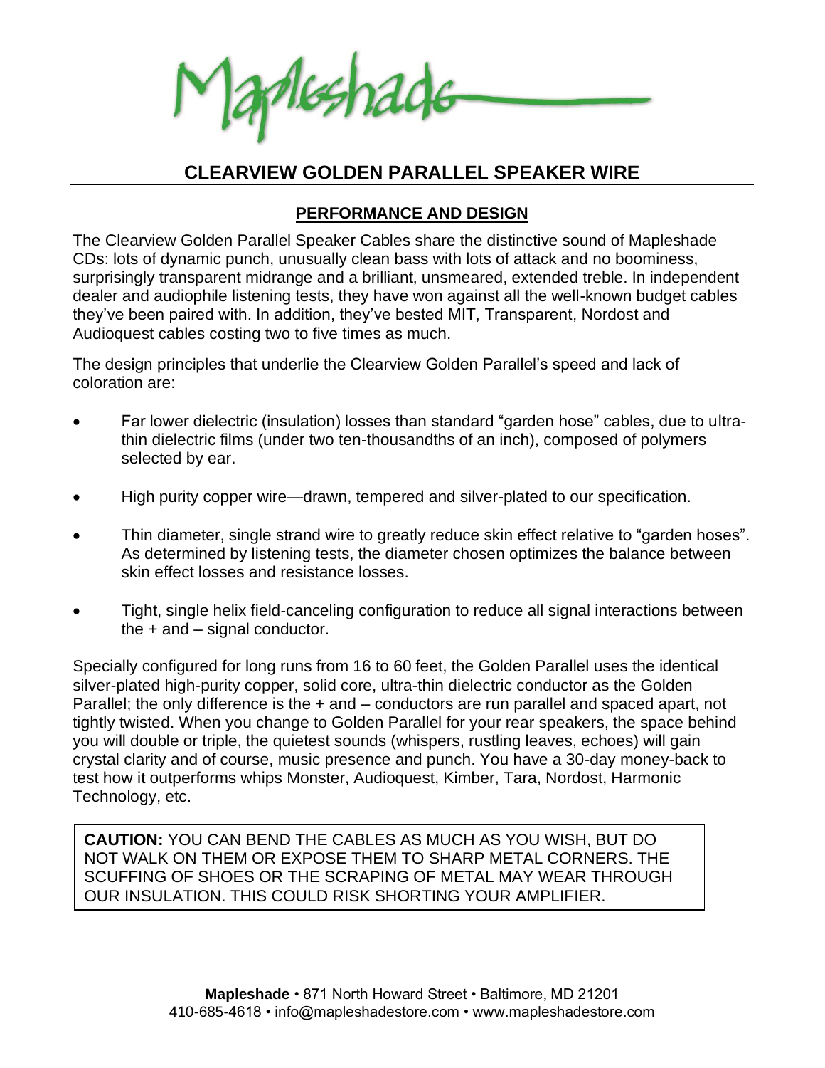Mapleshade

# CLEARVIEW GOLDEN PARALLEL SPEAKER WIRE

## PERFORMANCE AND DESIGN

The Clearview Golden Parallel Speaker Cables share the distinctive sound of Mapleshade CDs: lots of dynamic punch, unusually clean bass with lots of attack and no boominess, surprisingly transparent midrange and a brilliant, unsmeared, extended treble. In independent dealer and audiophile listening tests, they have won against all the well-known budget cables they've been paired with. In addition, they've bested MIT, Transparent, Nordost and Audioquest cables costing two to five times as much.

The design principles that underlie the Clearview Golden Parallel's speed and lack of coloration are:

- Far lower dielectric (insulation) losses than standard "garden hose" cables, due to ultra-thin dielectric films (under two ten-thousandths of an inch), composed of polymers selected by ear.
- High purity copper wire—drawn, tempered and silver-plated to our specification.
- Thin diameter, single strand wire to greatly reduce skin effect relative to "garden hoses". As determined by listening tests, the diameter chosen optimizes the balance between skin effect losses and resistance losses.
- Tight, single helix field-canceling configuration to reduce all signal interactions between the + and – signal conductor.

Specially configured for long runs from 16 to 60 feet, the Golden Parallel uses the identical silver-plated high-purity copper, solid core, ultra-thin dielectric conductor as the Golden Parallel; the only difference is the + and – conductors are run parallel and spaced apart, not tightly twisted. When you change to Golden Parallel for your rear speakers, the space behind you will double or triple, the quietest sounds (whispers, rustling leaves, echoes) will gain crystal clarity and of course, music presence and punch. You have a 30-day money-back to test how it outperforms whips Monster, Audioquest, Kimber, Tara, Nordost, Harmonic Technology, etc.

**CAUTION:** YOU CAN BEND THE CABLES AS MUCH AS YOU WISH, BUT DO NOT WALK ON THEM OR EXPOSE THEM TO SHARP METAL CORNERS. THE SCUFFING OF SHOES OR THE SCRAPING OF METAL MAY WEAR THROUGH OUR INSULATION. THIS COULD RISK SHORTING YOUR AMPLIFIER.

**Mapleshade** • 871 North Howard Street • Baltimore, MD 21201
410-685-4618 • info@mapleshadestore.com • www.mapleshadestore.com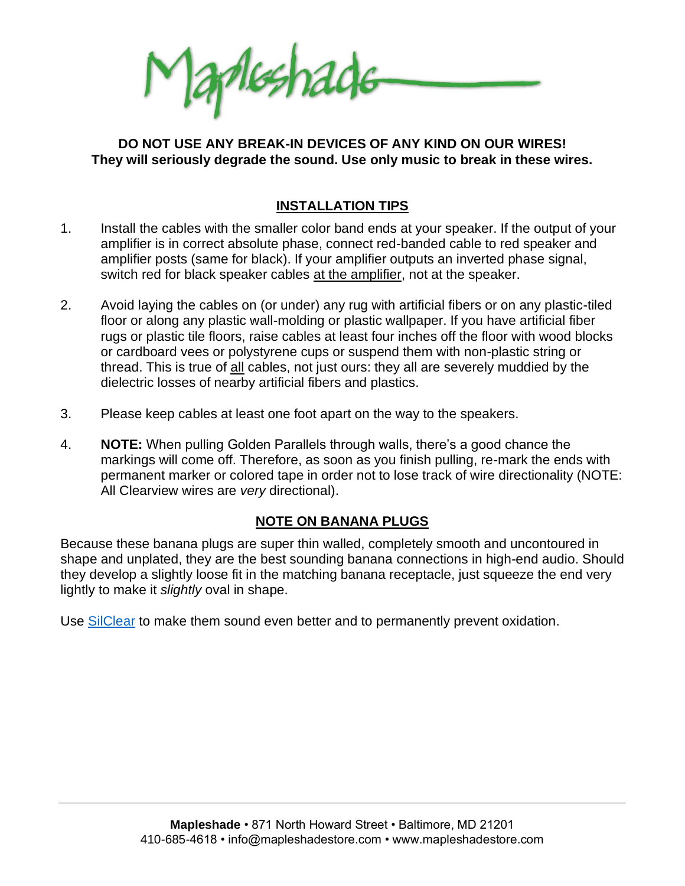Mapleshade

**DO NOT USE ANY BREAK-IN DEVICES OF ANY KIND ON OUR WIRES!**
**They will seriously degrade the sound. Use only music to break in these wires.**

## INSTALLATION TIPS

1. Install the cables with the smaller color band ends at your speaker. If the output of your amplifier is in correct absolute phase, connect red-banded cable to red speaker and amplifier posts (same for black). If your amplifier outputs an inverted phase signal, switch red for black speaker cables at the amplifier, not at the speaker.

2. Avoid laying the cables on (or under) any rug with artificial fibers or on any plastic-tiled floor or along any plastic wall-molding or plastic wallpaper. If you have artificial fiber rugs or plastic tile floors, raise cables at least four inches off the floor with wood blocks or cardboard vees or polystyrene cups or suspend them with non-plastic string or thread. This is true of all cables, not just ours: they all are severely muddied by the dielectric losses of nearby artificial fibers and plastics.

3. Please keep cables at least one foot apart on the way to the speakers.

4. **NOTE:** When pulling Golden Parallels through walls, there's a good chance the markings will come off. Therefore, as soon as you finish pulling, re-mark the ends with permanent marker or colored tape in order not to lose track of wire directionality (NOTE: All Clearview wires are *very* directional).

## NOTE ON BANANA PLUGS

Because these banana plugs are super thin walled, completely smooth and uncontoured in shape and unplated, they are the best sounding banana connections in high-end audio. Should they develop a slightly loose fit in the matching banana receptacle, just squeeze the end very lightly to make it *slightly* oval in shape.

Use SilClear to make them sound even better and to permanently prevent oxidation.

**Mapleshade** • 871 North Howard Street • Baltimore, MD 21201
410-685-4618 • info@mapleshadestore.com • www.mapleshadestore.com